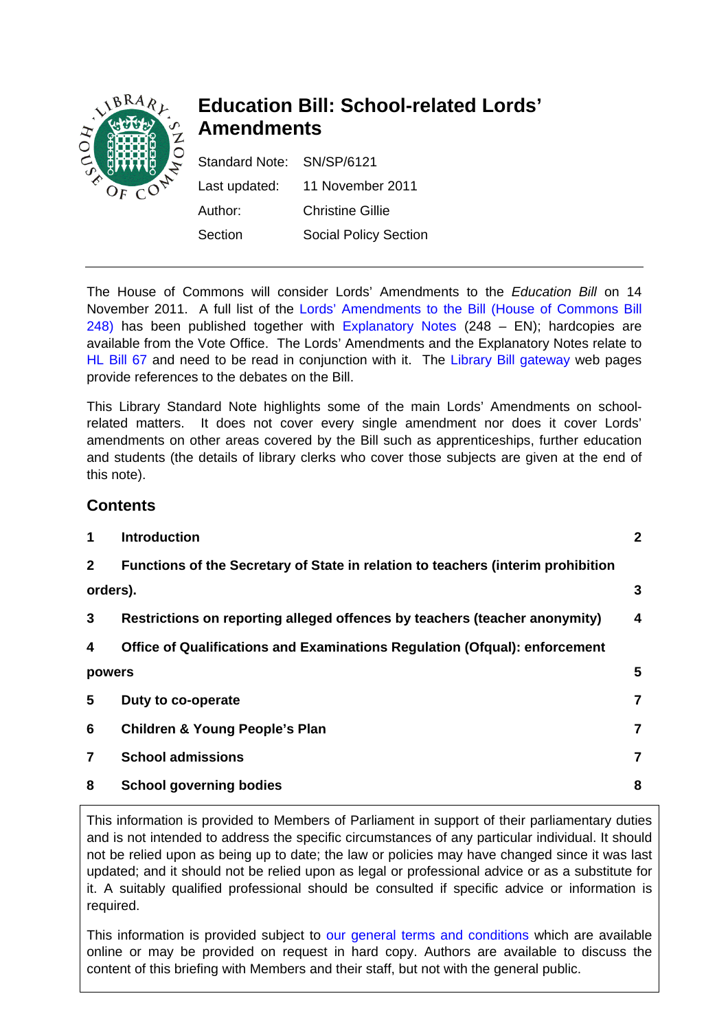# Education Bill: School-related Lords' Amendments

Standard Note: SN/SP/6121

Last updated: 11 November 2011

Author: Christine Gillie

Section: Social Policy Section

---

The House of Commons will consider Lords' Amendments to the *Education Bill* on 14 November 2011. A full list of the Lords' Amendments to the Bill (House of Commons Bill 248) has been published together with Explanatory Notes (248 – EN); hardcopies are available from the Vote Office. The Lords' Amendments and the Explanatory Notes relate to HL Bill 67 and need to be read in conjunction with it. The Library Bill gateway web pages provide references to the debates on the Bill.

This Library Standard Note highlights some of the main Lords' Amendments on school-related matters. It does not cover every single amendment nor does it cover Lords' amendments on other areas covered by the Bill such as apprenticeships, further education and students (the details of library clerks who cover those subjects are given at the end of this note).

## Contents

| | | |
|---|---|---|
| **1** | **Introduction** | **2** |
| **2** | **Functions of the Secretary of State in relation to teachers (interim prohibition orders).** | **3** |
| **3** | **Restrictions on reporting alleged offences by teachers (teacher anonymity)** | **4** |
| **4** | **Office of Qualifications and Examinations Regulation (Ofqual): enforcement powers** | **5** |
| **5** | **Duty to co-operate** | **7** |
| **6** | **Children & Young People's Plan** | **7** |
| **7** | **School admissions** | **7** |
| **8** | **School governing bodies** | **8** |

This information is provided to Members of Parliament in support of their parliamentary duties and is not intended to address the specific circumstances of any particular individual. It should not be relied upon as being up to date; the law or policies may have changed since it was last updated; and it should not be relied upon as legal or professional advice or as a substitute for it. A suitably qualified professional should be consulted if specific advice or information is required.

This information is provided subject to our general terms and conditions which are available online or may be provided on request in hard copy. Authors are available to discuss the content of this briefing with Members and their staff, but not with the general public.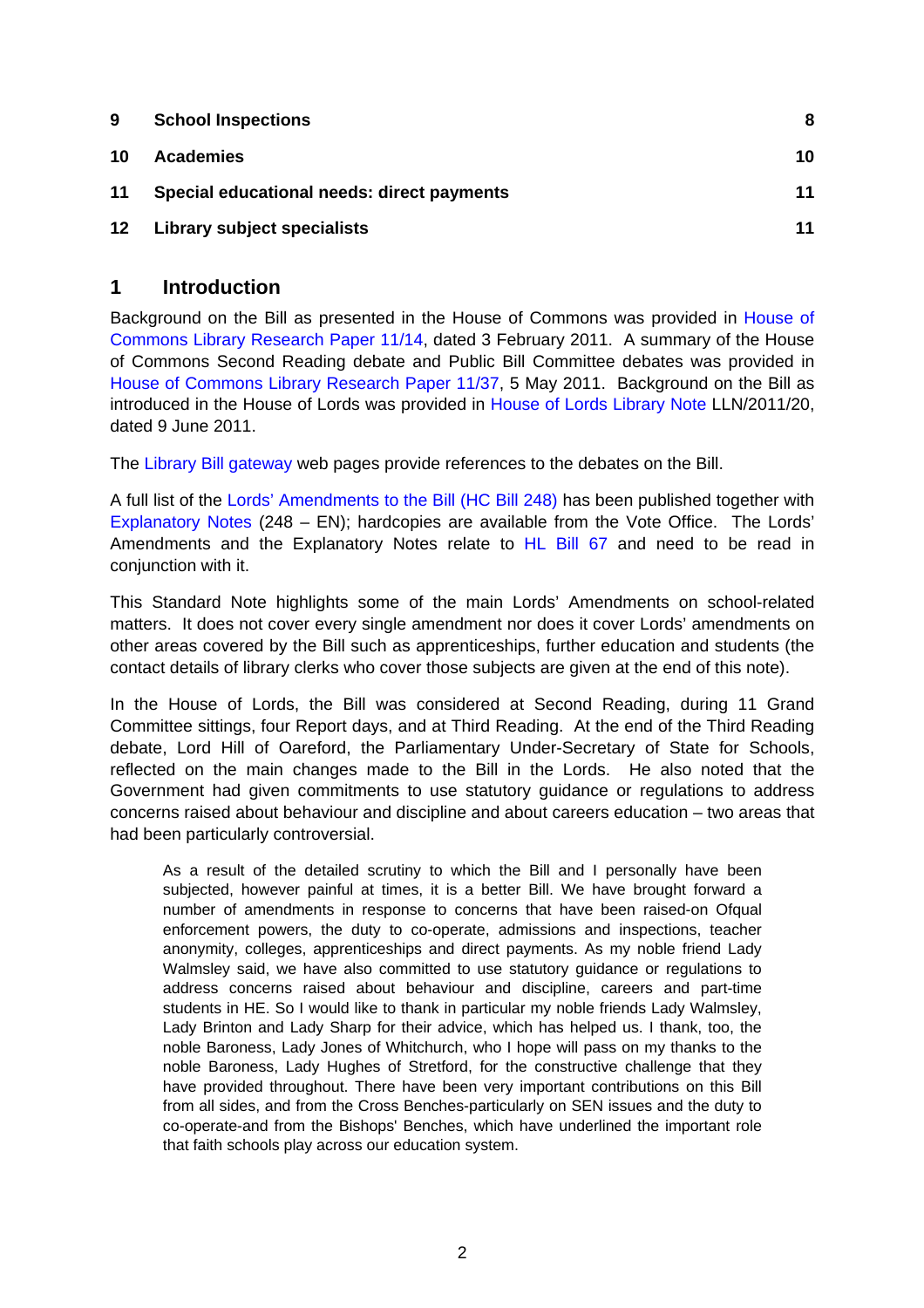| 9 | School Inspections | 8 |
|---|---|---|
| 10 | Academies | 10 |
| 11 | Special educational needs: direct payments | 11 |
| 12 | Library subject specialists | 11 |

# 1 Introduction

Background on the Bill as presented in the House of Commons was provided in House of Commons Library Research Paper 11/14, dated 3 February 2011. A summary of the House of Commons Second Reading debate and Public Bill Committee debates was provided in House of Commons Library Research Paper 11/37, 5 May 2011. Background on the Bill as introduced in the House of Lords was provided in House of Lords Library Note LLN/2011/20, dated 9 June 2011.

The Library Bill gateway web pages provide references to the debates on the Bill.

A full list of the Lords' Amendments to the Bill (HC Bill 248) has been published together with Explanatory Notes (248 – EN); hardcopies are available from the Vote Office. The Lords' Amendments and the Explanatory Notes relate to HL Bill 67 and need to be read in conjunction with it.

This Standard Note highlights some of the main Lords' Amendments on school-related matters. It does not cover every single amendment nor does it cover Lords' amendments on other areas covered by the Bill such as apprenticeships, further education and students (the contact details of library clerks who cover those subjects are given at the end of this note).

In the House of Lords, the Bill was considered at Second Reading, during 11 Grand Committee sittings, four Report days, and at Third Reading. At the end of the Third Reading debate, Lord Hill of Oareford, the Parliamentary Under-Secretary of State for Schools, reflected on the main changes made to the Bill in the Lords. He also noted that the Government had given commitments to use statutory guidance or regulations to address concerns raised about behaviour and discipline and about careers education – two areas that had been particularly controversial.

> As a result of the detailed scrutiny to which the Bill and I personally have been subjected, however painful at times, it is a better Bill. We have brought forward a number of amendments in response to concerns that have been raised-on Ofqual enforcement powers, the duty to co-operate, admissions and inspections, teacher anonymity, colleges, apprenticeships and direct payments. As my noble friend Lady Walmsley said, we have also committed to use statutory guidance or regulations to address concerns raised about behaviour and discipline, careers and part-time students in HE. So I would like to thank in particular my noble friends Lady Walmsley, Lady Brinton and Lady Sharp for their advice, which has helped us. I thank, too, the noble Baroness, Lady Jones of Whitchurch, who I hope will pass on my thanks to the noble Baroness, Lady Hughes of Stretford, for the constructive challenge that they have provided throughout. There have been very important contributions on this Bill from all sides, and from the Cross Benches-particularly on SEN issues and the duty to co-operate-and from the Bishops' Benches, which have underlined the important role that faith schools play across our education system.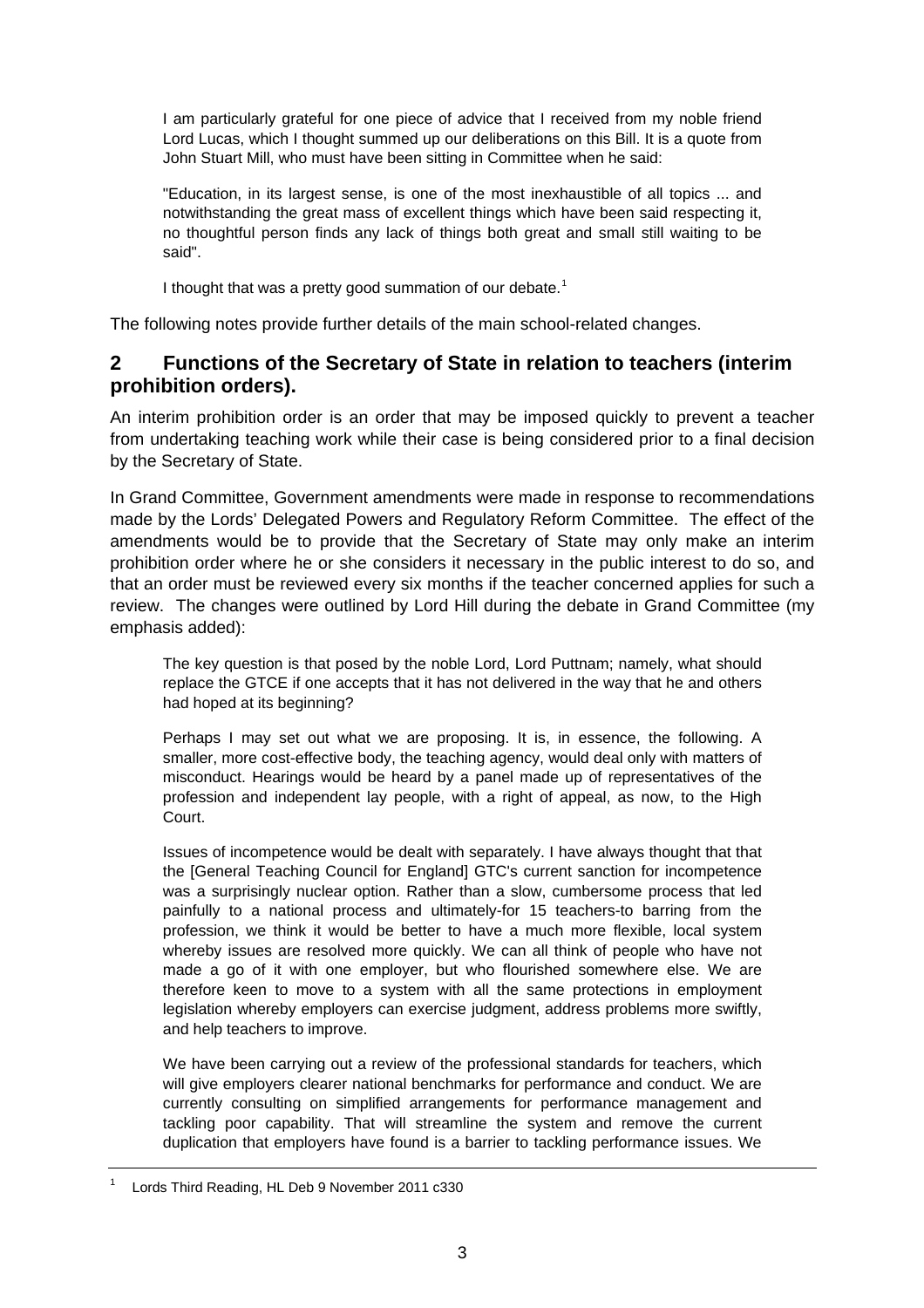I am particularly grateful for one piece of advice that I received from my noble friend Lord Lucas, which I thought summed up our deliberations on this Bill. It is a quote from John Stuart Mill, who must have been sitting in Committee when he said:

> "Education, in its largest sense, is one of the most inexhaustible of all topics ... and notwithstanding the great mass of excellent things which have been said respecting it, no thoughtful person finds any lack of things both great and small still waiting to be said".

I thought that was a pretty good summation of our debate.[1]

The following notes provide further details of the main school-related changes.

## 2 Functions of the Secretary of State in relation to teachers (interim prohibition orders).

An interim prohibition order is an order that may be imposed quickly to prevent a teacher from undertaking teaching work while their case is being considered prior to a final decision by the Secretary of State.

In Grand Committee, Government amendments were made in response to recommendations made by the Lords' Delegated Powers and Regulatory Reform Committee. The effect of the amendments would be to provide that the Secretary of State may only make an interim prohibition order where he or she considers it necessary in the public interest to do so, and that an order must be reviewed every six months if the teacher concerned applies for such a review. The changes were outlined by Lord Hill during the debate in Grand Committee (my emphasis added):

> The key question is that posed by the noble Lord, Lord Puttnam; namely, what should replace the GTCE if one accepts that it has not delivered in the way that he and others had hoped at its beginning?
>
> Perhaps I may set out what we are proposing. It is, in essence, the following. A smaller, more cost-effective body, the teaching agency, would deal only with matters of misconduct. Hearings would be heard by a panel made up of representatives of the profession and independent lay people, with a right of appeal, as now, to the High Court.
>
> Issues of incompetence would be dealt with separately. I have always thought that that the [General Teaching Council for England] GTC's current sanction for incompetence was a surprisingly nuclear option. Rather than a slow, cumbersome process that led painfully to a national process and ultimately-for 15 teachers-to barring from the profession, we think it would be better to have a much more flexible, local system whereby issues are resolved more quickly. We can all think of people who have not made a go of it with one employer, but who flourished somewhere else. We are therefore keen to move to a system with all the same protections in employment legislation whereby employers can exercise judgment, address problems more swiftly, and help teachers to improve.
>
> We have been carrying out a review of the professional standards for teachers, which will give employers clearer national benchmarks for performance and conduct. We are currently consulting on simplified arrangements for performance management and tackling poor capability. That will streamline the system and remove the current duplication that employers have found is a barrier to tackling performance issues. We

---

[1] Lords Third Reading, HL Deb 9 November 2011 c330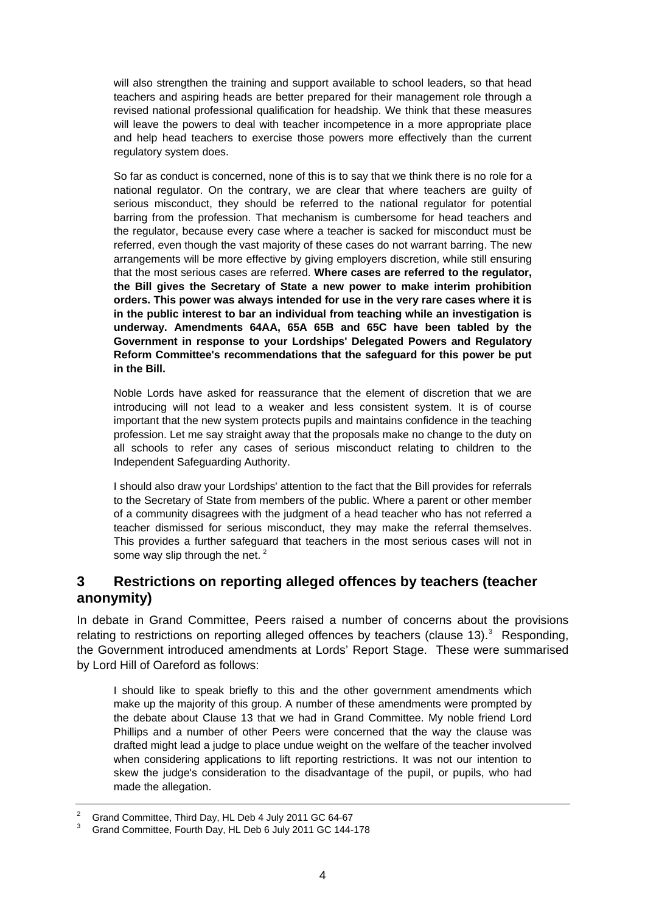will also strengthen the training and support available to school leaders, so that head teachers and aspiring heads are better prepared for their management role through a revised national professional qualification for headship. We think that these measures will leave the powers to deal with teacher incompetence in a more appropriate place and help head teachers to exercise those powers more effectively than the current regulatory system does.

So far as conduct is concerned, none of this is to say that we think there is no role for a national regulator. On the contrary, we are clear that where teachers are guilty of serious misconduct, they should be referred to the national regulator for potential barring from the profession. That mechanism is cumbersome for head teachers and the regulator, because every case where a teacher is sacked for misconduct must be referred, even though the vast majority of these cases do not warrant barring. The new arrangements will be more effective by giving employers discretion, while still ensuring that the most serious cases are referred. **Where cases are referred to the regulator, the Bill gives the Secretary of State a new power to make interim prohibition orders. This power was always intended for use in the very rare cases where it is in the public interest to bar an individual from teaching while an investigation is underway. Amendments 64AA, 65A 65B and 65C have been tabled by the Government in response to your Lordships' Delegated Powers and Regulatory Reform Committee's recommendations that the safeguard for this power be put in the Bill.**

Noble Lords have asked for reassurance that the element of discretion that we are introducing will not lead to a weaker and less consistent system. It is of course important that the new system protects pupils and maintains confidence in the teaching profession. Let me say straight away that the proposals make no change to the duty on all schools to refer any cases of serious misconduct relating to children to the Independent Safeguarding Authority.

I should also draw your Lordships' attention to the fact that the Bill provides for referrals to the Secretary of State from members of the public. Where a parent or other member of a community disagrees with the judgment of a head teacher who has not referred a teacher dismissed for serious misconduct, they may make the referral themselves. This provides a further safeguard that teachers in the most serious cases will not in some way slip through the net. [2]

## 3 Restrictions on reporting alleged offences by teachers (teacher anonymity)

In debate in Grand Committee, Peers raised a number of concerns about the provisions relating to restrictions on reporting alleged offences by teachers (clause 13).[3] Responding, the Government introduced amendments at Lords' Report Stage. These were summarised by Lord Hill of Oareford as follows:

I should like to speak briefly to this and the other government amendments which make up the majority of this group. A number of these amendments were prompted by the debate about Clause 13 that we had in Grand Committee. My noble friend Lord Phillips and a number of other Peers were concerned that the way the clause was drafted might lead a judge to place undue weight on the welfare of the teacher involved when considering applications to lift reporting restrictions. It was not our intention to skew the judge's consideration to the disadvantage of the pupil, or pupils, who had made the allegation.

---

[2] Grand Committee, Third Day, HL Deb 4 July 2011 GC 64-67

[3] Grand Committee, Fourth Day, HL Deb 6 July 2011 GC 144-178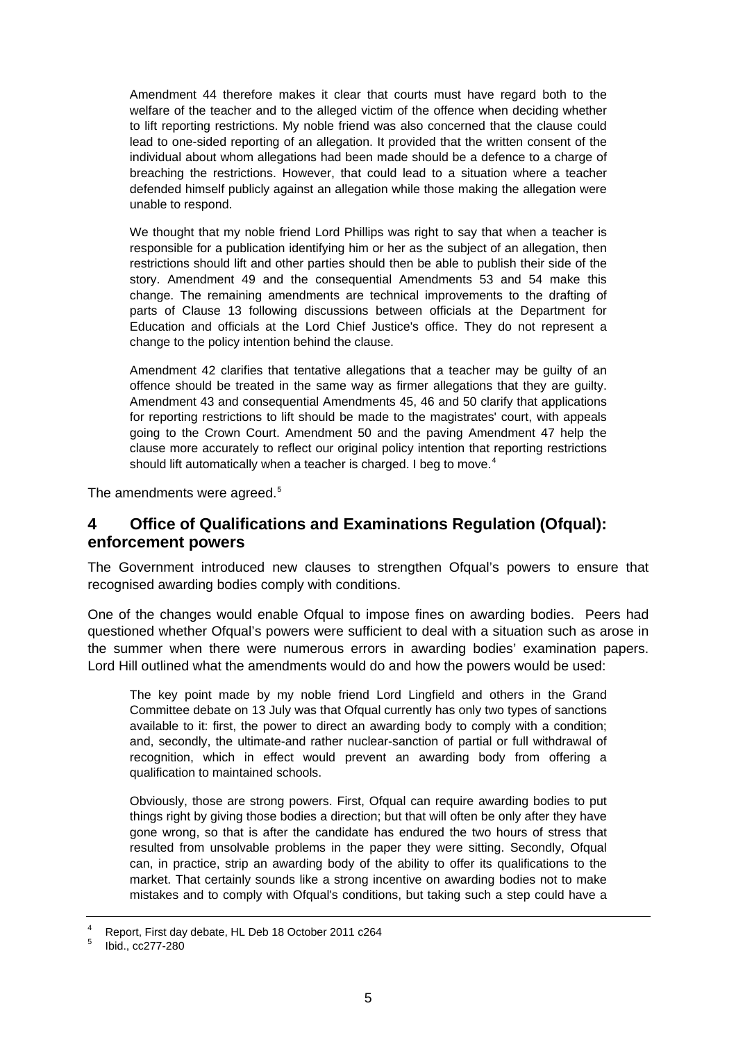> Amendment 44 therefore makes it clear that courts must have regard both to the welfare of the teacher and to the alleged victim of the offence when deciding whether to lift reporting restrictions. My noble friend was also concerned that the clause could lead to one-sided reporting of an allegation. It provided that the written consent of the individual about whom allegations had been made should be a defence to a charge of breaching the restrictions. However, that could lead to a situation where a teacher defended himself publicly against an allegation while those making the allegation were unable to respond.
>
> We thought that my noble friend Lord Phillips was right to say that when a teacher is responsible for a publication identifying him or her as the subject of an allegation, then restrictions should lift and other parties should then be able to publish their side of the story. Amendment 49 and the consequential Amendments 53 and 54 make this change. The remaining amendments are technical improvements to the drafting of parts of Clause 13 following discussions between officials at the Department for Education and officials at the Lord Chief Justice's office. They do not represent a change to the policy intention behind the clause.
>
> Amendment 42 clarifies that tentative allegations that a teacher may be guilty of an offence should be treated in the same way as firmer allegations that they are guilty. Amendment 43 and consequential Amendments 45, 46 and 50 clarify that applications for reporting restrictions to lift should be made to the magistrates' court, with appeals going to the Crown Court. Amendment 50 and the paving Amendment 47 help the clause more accurately to reflect our original policy intention that reporting restrictions should lift automatically when a teacher is charged. I beg to move.[4]

The amendments were agreed.[5]

## 4 Office of Qualifications and Examinations Regulation (Ofqual): enforcement powers

The Government introduced new clauses to strengthen Ofqual's powers to ensure that recognised awarding bodies comply with conditions.

One of the changes would enable Ofqual to impose fines on awarding bodies. Peers had questioned whether Ofqual's powers were sufficient to deal with a situation such as arose in the summer when there were numerous errors in awarding bodies' examination papers. Lord Hill outlined what the amendments would do and how the powers would be used:

> The key point made by my noble friend Lord Lingfield and others in the Grand Committee debate on 13 July was that Ofqual currently has only two types of sanctions available to it: first, the power to direct an awarding body to comply with a condition; and, secondly, the ultimate-and rather nuclear-sanction of partial or full withdrawal of recognition, which in effect would prevent an awarding body from offering a qualification to maintained schools.
>
> Obviously, those are strong powers. First, Ofqual can require awarding bodies to put things right by giving those bodies a direction; but that will often be only after they have gone wrong, so that is after the candidate has endured the two hours of stress that resulted from unsolvable problems in the paper they were sitting. Secondly, Ofqual can, in practice, strip an awarding body of the ability to offer its qualifications to the market. That certainly sounds like a strong incentive on awarding bodies not to make mistakes and to comply with Ofqual's conditions, but taking such a step could have a

---

[4] Report, First day debate, HL Deb 18 October 2011 c264

[5] Ibid., cc277-280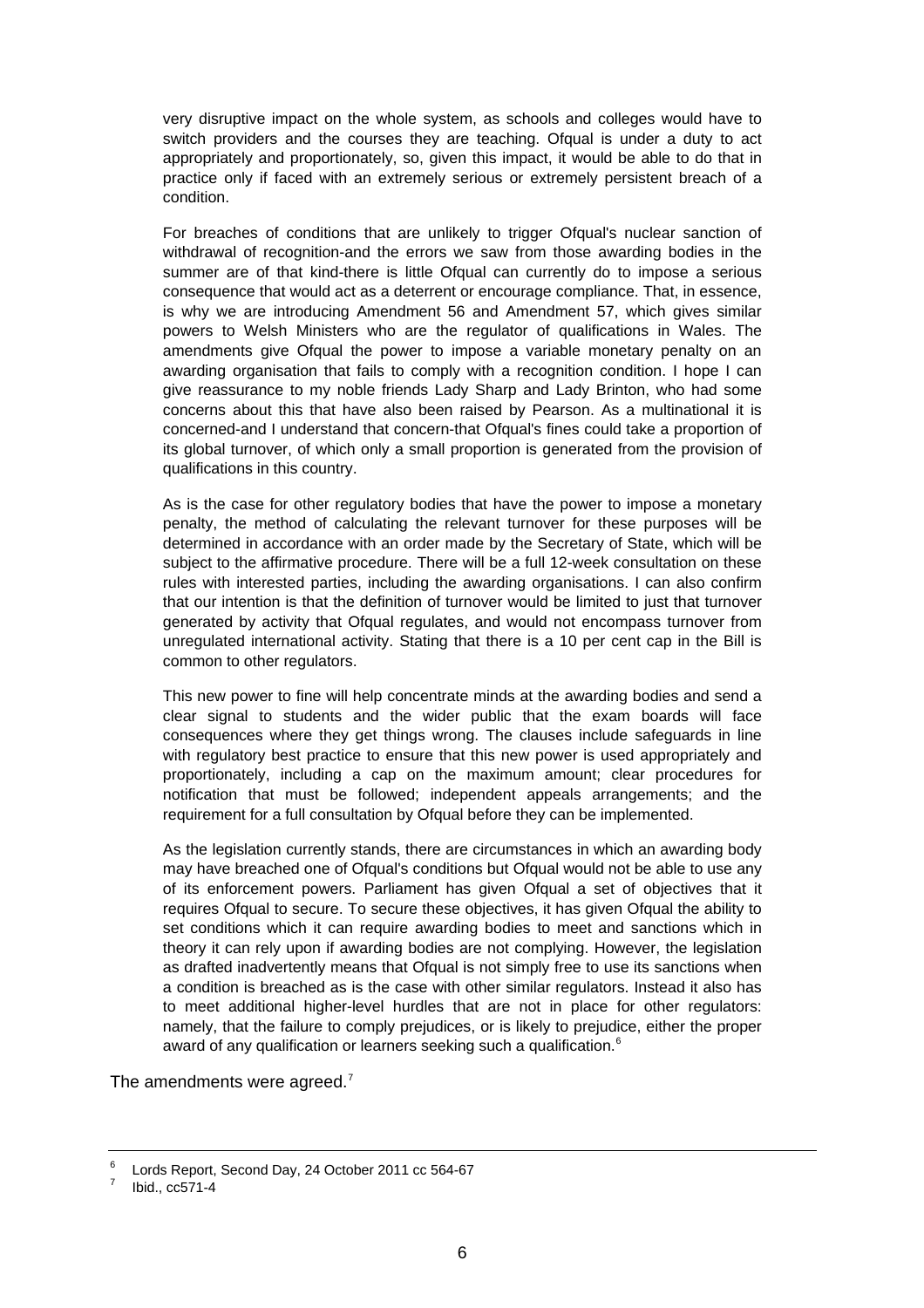very disruptive impact on the whole system, as schools and colleges would have to switch providers and the courses they are teaching. Ofqual is under a duty to act appropriately and proportionately, so, given this impact, it would be able to do that in practice only if faced with an extremely serious or extremely persistent breach of a condition.

For breaches of conditions that are unlikely to trigger Ofqual's nuclear sanction of withdrawal of recognition-and the errors we saw from those awarding bodies in the summer are of that kind-there is little Ofqual can currently do to impose a serious consequence that would act as a deterrent or encourage compliance. That, in essence, is why we are introducing Amendment 56 and Amendment 57, which gives similar powers to Welsh Ministers who are the regulator of qualifications in Wales. The amendments give Ofqual the power to impose a variable monetary penalty on an awarding organisation that fails to comply with a recognition condition. I hope I can give reassurance to my noble friends Lady Sharp and Lady Brinton, who had some concerns about this that have also been raised by Pearson. As a multinational it is concerned-and I understand that concern-that Ofqual's fines could take a proportion of its global turnover, of which only a small proportion is generated from the provision of qualifications in this country.

As is the case for other regulatory bodies that have the power to impose a monetary penalty, the method of calculating the relevant turnover for these purposes will be determined in accordance with an order made by the Secretary of State, which will be subject to the affirmative procedure. There will be a full 12-week consultation on these rules with interested parties, including the awarding organisations. I can also confirm that our intention is that the definition of turnover would be limited to just that turnover generated by activity that Ofqual regulates, and would not encompass turnover from unregulated international activity. Stating that there is a 10 per cent cap in the Bill is common to other regulators.

This new power to fine will help concentrate minds at the awarding bodies and send a clear signal to students and the wider public that the exam boards will face consequences where they get things wrong. The clauses include safeguards in line with regulatory best practice to ensure that this new power is used appropriately and proportionately, including a cap on the maximum amount; clear procedures for notification that must be followed; independent appeals arrangements; and the requirement for a full consultation by Ofqual before they can be implemented.

As the legislation currently stands, there are circumstances in which an awarding body may have breached one of Ofqual's conditions but Ofqual would not be able to use any of its enforcement powers. Parliament has given Ofqual a set of objectives that it requires Ofqual to secure. To secure these objectives, it has given Ofqual the ability to set conditions which it can require awarding bodies to meet and sanctions which in theory it can rely upon if awarding bodies are not complying. However, the legislation as drafted inadvertently means that Ofqual is not simply free to use its sanctions when a condition is breached as is the case with other similar regulators. Instead it also has to meet additional higher-level hurdles that are not in place for other regulators: namely, that the failure to comply prejudices, or is likely to prejudice, either the proper award of any qualification or learners seeking such a qualification.[6]

The amendments were agreed.[7]

---

[6] Lords Report, Second Day, 24 October 2011 cc 564-67

[7] Ibid., cc571-4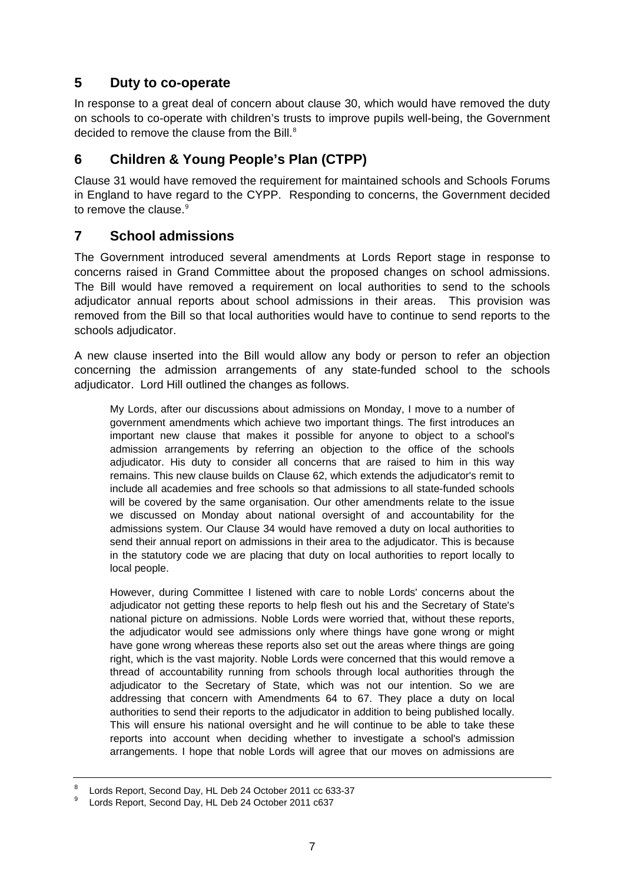## 5 Duty to co-operate

In response to a great deal of concern about clause 30, which would have removed the duty on schools to co-operate with children's trusts to improve pupils well-being, the Government decided to remove the clause from the Bill.[8]

## 6 Children & Young People's Plan (CTPP)

Clause 31 would have removed the requirement for maintained schools and Schools Forums in England to have regard to the CYPP. Responding to concerns, the Government decided to remove the clause.[9]

## 7 School admissions

The Government introduced several amendments at Lords Report stage in response to concerns raised in Grand Committee about the proposed changes on school admissions. The Bill would have removed a requirement on local authorities to send to the schools adjudicator annual reports about school admissions in their areas. This provision was removed from the Bill so that local authorities would have to continue to send reports to the schools adjudicator.

A new clause inserted into the Bill would allow any body or person to refer an objection concerning the admission arrangements of any state-funded school to the schools adjudicator. Lord Hill outlined the changes as follows.

> My Lords, after our discussions about admissions on Monday, I move to a number of government amendments which achieve two important things. The first introduces an important new clause that makes it possible for anyone to object to a school's admission arrangements by referring an objection to the office of the schools adjudicator. His duty to consider all concerns that are raised to him in this way remains. This new clause builds on Clause 62, which extends the adjudicator's remit to include all academies and free schools so that admissions to all state-funded schools will be covered by the same organisation. Our other amendments relate to the issue we discussed on Monday about national oversight of and accountability for the admissions system. Our Clause 34 would have removed a duty on local authorities to send their annual report on admissions in their area to the adjudicator. This is because in the statutory code we are placing that duty on local authorities to report locally to local people.
>
> However, during Committee I listened with care to noble Lords' concerns about the adjudicator not getting these reports to help flesh out his and the Secretary of State's national picture on admissions. Noble Lords were worried that, without these reports, the adjudicator would see admissions only where things have gone wrong or might have gone wrong whereas these reports also set out the areas where things are going right, which is the vast majority. Noble Lords were concerned that this would remove a thread of accountability running from schools through local authorities through the adjudicator to the Secretary of State, which was not our intention. So we are addressing that concern with Amendments 64 to 67. They place a duty on local authorities to send their reports to the adjudicator in addition to being published locally. This will ensure his national oversight and he will continue to be able to take these reports into account when deciding whether to investigate a school's admission arrangements. I hope that noble Lords will agree that our moves on admissions are

---

[8] Lords Report, Second Day, HL Deb 24 October 2011 cc 633-37

[9] Lords Report, Second Day, HL Deb 24 October 2011 c637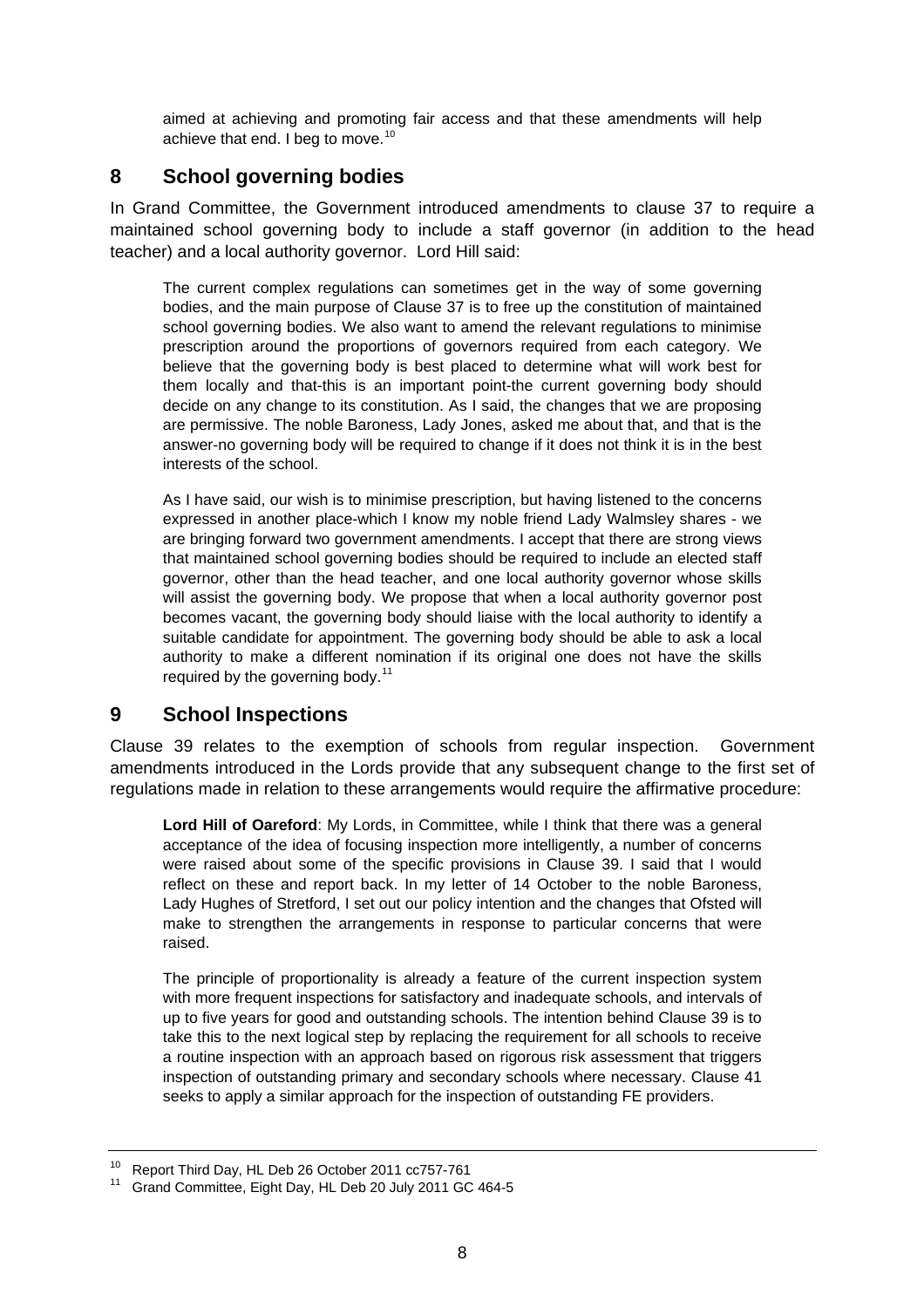aimed at achieving and promoting fair access and that these amendments will help achieve that end. I beg to move.[10]

## 8 School governing bodies

In Grand Committee, the Government introduced amendments to clause 37 to require a maintained school governing body to include a staff governor (in addition to the head teacher) and a local authority governor. Lord Hill said:

> The current complex regulations can sometimes get in the way of some governing bodies, and the main purpose of Clause 37 is to free up the constitution of maintained school governing bodies. We also want to amend the relevant regulations to minimise prescription around the proportions of governors required from each category. We believe that the governing body is best placed to determine what will work best for them locally and that-this is an important point-the current governing body should decide on any change to its constitution. As I said, the changes that we are proposing are permissive. The noble Baroness, Lady Jones, asked me about that, and that is the answer-no governing body will be required to change if it does not think it is in the best interests of the school.
>
> As I have said, our wish is to minimise prescription, but having listened to the concerns expressed in another place-which I know my noble friend Lady Walmsley shares - we are bringing forward two government amendments. I accept that there are strong views that maintained school governing bodies should be required to include an elected staff governor, other than the head teacher, and one local authority governor whose skills will assist the governing body. We propose that when a local authority governor post becomes vacant, the governing body should liaise with the local authority to identify a suitable candidate for appointment. The governing body should be able to ask a local authority to make a different nomination if its original one does not have the skills required by the governing body.[11]

## 9 School Inspections

Clause 39 relates to the exemption of schools from regular inspection. Government amendments introduced in the Lords provide that any subsequent change to the first set of regulations made in relation to these arrangements would require the affirmative procedure:

> **Lord Hill of Oareford**: My Lords, in Committee, while I think that there was a general acceptance of the idea of focusing inspection more intelligently, a number of concerns were raised about some of the specific provisions in Clause 39. I said that I would reflect on these and report back. In my letter of 14 October to the noble Baroness, Lady Hughes of Stretford, I set out our policy intention and the changes that Ofsted will make to strengthen the arrangements in response to particular concerns that were raised.
>
> The principle of proportionality is already a feature of the current inspection system with more frequent inspections for satisfactory and inadequate schools, and intervals of up to five years for good and outstanding schools. The intention behind Clause 39 is to take this to the next logical step by replacing the requirement for all schools to receive a routine inspection with an approach based on rigorous risk assessment that triggers inspection of outstanding primary and secondary schools where necessary. Clause 41 seeks to apply a similar approach for the inspection of outstanding FE providers.

---

[10] Report Third Day, HL Deb 26 October 2011 cc757-761

[11] Grand Committee, Eight Day, HL Deb 20 July 2011 GC 464-5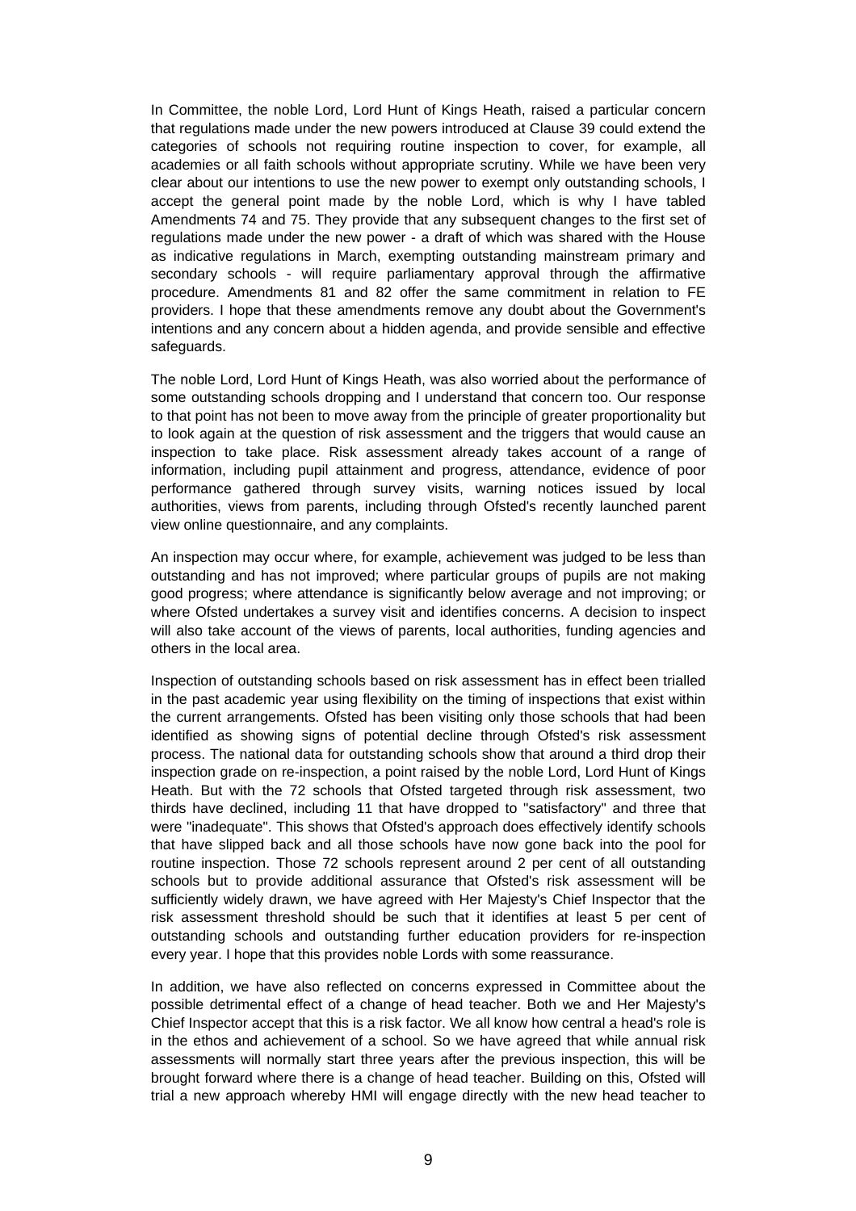In Committee, the noble Lord, Lord Hunt of Kings Heath, raised a particular concern that regulations made under the new powers introduced at Clause 39 could extend the categories of schools not requiring routine inspection to cover, for example, all academies or all faith schools without appropriate scrutiny. While we have been very clear about our intentions to use the new power to exempt only outstanding schools, I accept the general point made by the noble Lord, which is why I have tabled Amendments 74 and 75. They provide that any subsequent changes to the first set of regulations made under the new power - a draft of which was shared with the House as indicative regulations in March, exempting outstanding mainstream primary and secondary schools - will require parliamentary approval through the affirmative procedure. Amendments 81 and 82 offer the same commitment in relation to FE providers. I hope that these amendments remove any doubt about the Government's intentions and any concern about a hidden agenda, and provide sensible and effective safeguards.

The noble Lord, Lord Hunt of Kings Heath, was also worried about the performance of some outstanding schools dropping and I understand that concern too. Our response to that point has not been to move away from the principle of greater proportionality but to look again at the question of risk assessment and the triggers that would cause an inspection to take place. Risk assessment already takes account of a range of information, including pupil attainment and progress, attendance, evidence of poor performance gathered through survey visits, warning notices issued by local authorities, views from parents, including through Ofsted's recently launched parent view online questionnaire, and any complaints.

An inspection may occur where, for example, achievement was judged to be less than outstanding and has not improved; where particular groups of pupils are not making good progress; where attendance is significantly below average and not improving; or where Ofsted undertakes a survey visit and identifies concerns. A decision to inspect will also take account of the views of parents, local authorities, funding agencies and others in the local area.

Inspection of outstanding schools based on risk assessment has in effect been trialled in the past academic year using flexibility on the timing of inspections that exist within the current arrangements. Ofsted has been visiting only those schools that had been identified as showing signs of potential decline through Ofsted's risk assessment process. The national data for outstanding schools show that around a third drop their inspection grade on re-inspection, a point raised by the noble Lord, Lord Hunt of Kings Heath. But with the 72 schools that Ofsted targeted through risk assessment, two thirds have declined, including 11 that have dropped to "satisfactory" and three that were "inadequate". This shows that Ofsted's approach does effectively identify schools that have slipped back and all those schools have now gone back into the pool for routine inspection. Those 72 schools represent around 2 per cent of all outstanding schools but to provide additional assurance that Ofsted's risk assessment will be sufficiently widely drawn, we have agreed with Her Majesty's Chief Inspector that the risk assessment threshold should be such that it identifies at least 5 per cent of outstanding schools and outstanding further education providers for re-inspection every year. I hope that this provides noble Lords with some reassurance.

In addition, we have also reflected on concerns expressed in Committee about the possible detrimental effect of a change of head teacher. Both we and Her Majesty's Chief Inspector accept that this is a risk factor. We all know how central a head's role is in the ethos and achievement of a school. So we have agreed that while annual risk assessments will normally start three years after the previous inspection, this will be brought forward where there is a change of head teacher. Building on this, Ofsted will trial a new approach whereby HMI will engage directly with the new head teacher to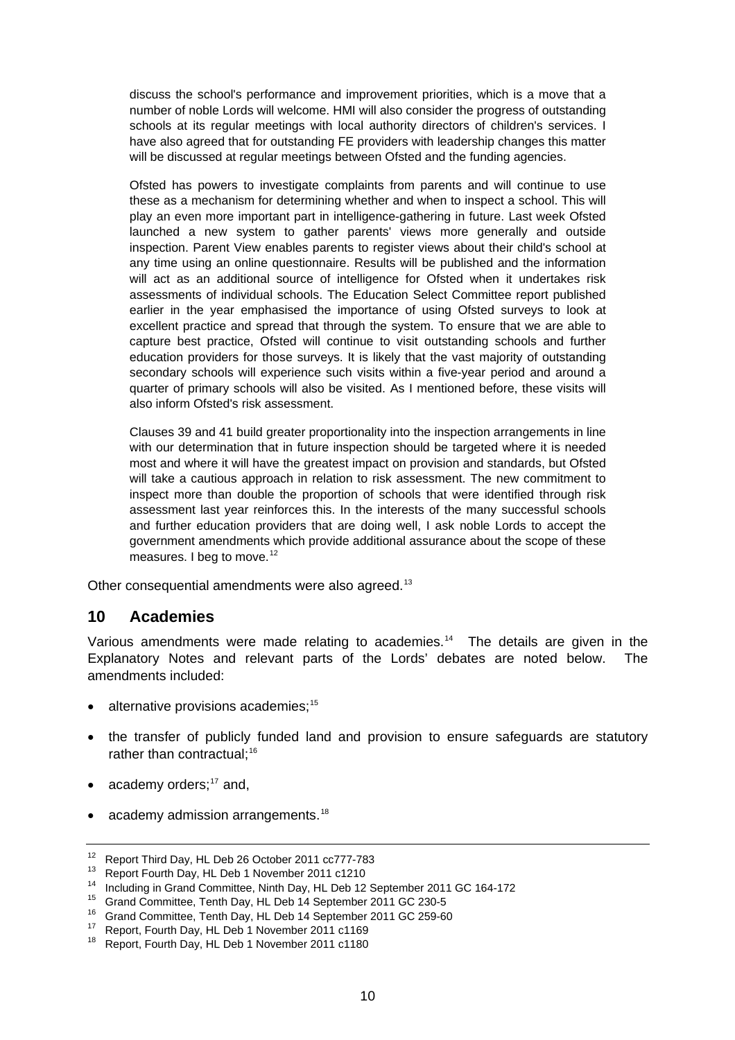> discuss the school's performance and improvement priorities, which is a move that a number of noble Lords will welcome. HMI will also consider the progress of outstanding schools at its regular meetings with local authority directors of children's services. I have also agreed that for outstanding FE providers with leadership changes this matter will be discussed at regular meetings between Ofsted and the funding agencies.
>
> Ofsted has powers to investigate complaints from parents and will continue to use these as a mechanism for determining whether and when to inspect a school. This will play an even more important part in intelligence-gathering in future. Last week Ofsted launched a new system to gather parents' views more generally and outside inspection. Parent View enables parents to register views about their child's school at any time using an online questionnaire. Results will be published and the information will act as an additional source of intelligence for Ofsted when it undertakes risk assessments of individual schools. The Education Select Committee report published earlier in the year emphasised the importance of using Ofsted surveys to look at excellent practice and spread that through the system. To ensure that we are able to capture best practice, Ofsted will continue to visit outstanding schools and further education providers for those surveys. It is likely that the vast majority of outstanding secondary schools will experience such visits within a five-year period and around a quarter of primary schools will also be visited. As I mentioned before, these visits will also inform Ofsted's risk assessment.
>
> Clauses 39 and 41 build greater proportionality into the inspection arrangements in line with our determination that in future inspection should be targeted where it is needed most and where it will have the greatest impact on provision and standards, but Ofsted will take a cautious approach in relation to risk assessment. The new commitment to inspect more than double the proportion of schools that were identified through risk assessment last year reinforces this. In the interests of the many successful schools and further education providers that are doing well, I ask noble Lords to accept the government amendments which provide additional assurance about the scope of these measures. I beg to move.[12]

Other consequential amendments were also agreed.[13]

## 10 Academies

Various amendments were made relating to academies.[14] The details are given in the Explanatory Notes and relevant parts of the Lords' debates are noted below. The amendments included:

- alternative provisions academies;[15]
- the transfer of publicly funded land and provision to ensure safeguards are statutory rather than contractual;[16]
- academy orders;[17] and,
- academy admission arrangements.[18]

---

[12] Report Third Day, HL Deb 26 October 2011 cc777-783
[13] Report Fourth Day, HL Deb 1 November 2011 c1210
[14] Including in Grand Committee, Ninth Day, HL Deb 12 September 2011 GC 164-172
[15] Grand Committee, Tenth Day, HL Deb 14 September 2011 GC 230-5
[16] Grand Committee, Tenth Day, HL Deb 14 September 2011 GC 259-60
[17] Report, Fourth Day, HL Deb 1 November 2011 c1169
[18] Report, Fourth Day, HL Deb 1 November 2011 c1180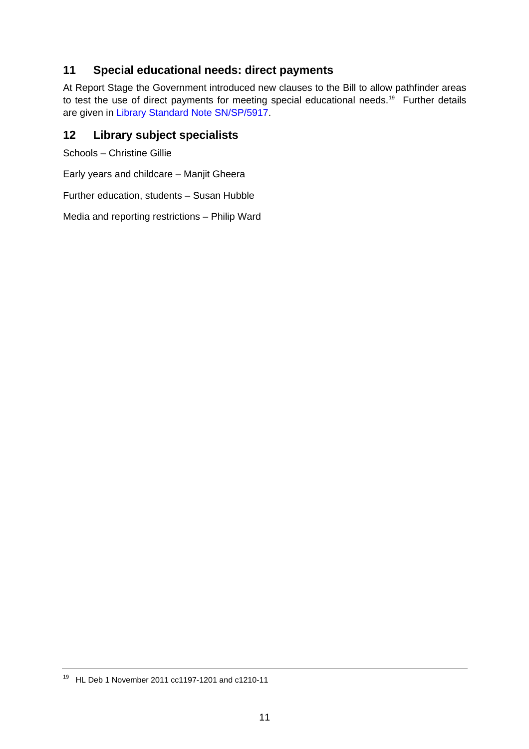## 11 Special educational needs: direct payments

At Report Stage the Government introduced new clauses to the Bill to allow pathfinder areas to test the use of direct payments for meeting special educational needs.[19] Further details are given in Library Standard Note SN/SP/5917.

## 12 Library subject specialists

Schools – Christine Gillie

Early years and childcare – Manjit Gheera

Further education, students – Susan Hubble

Media and reporting restrictions – Philip Ward

---

[19] HL Deb 1 November 2011 cc1197-1201 and c1210-11